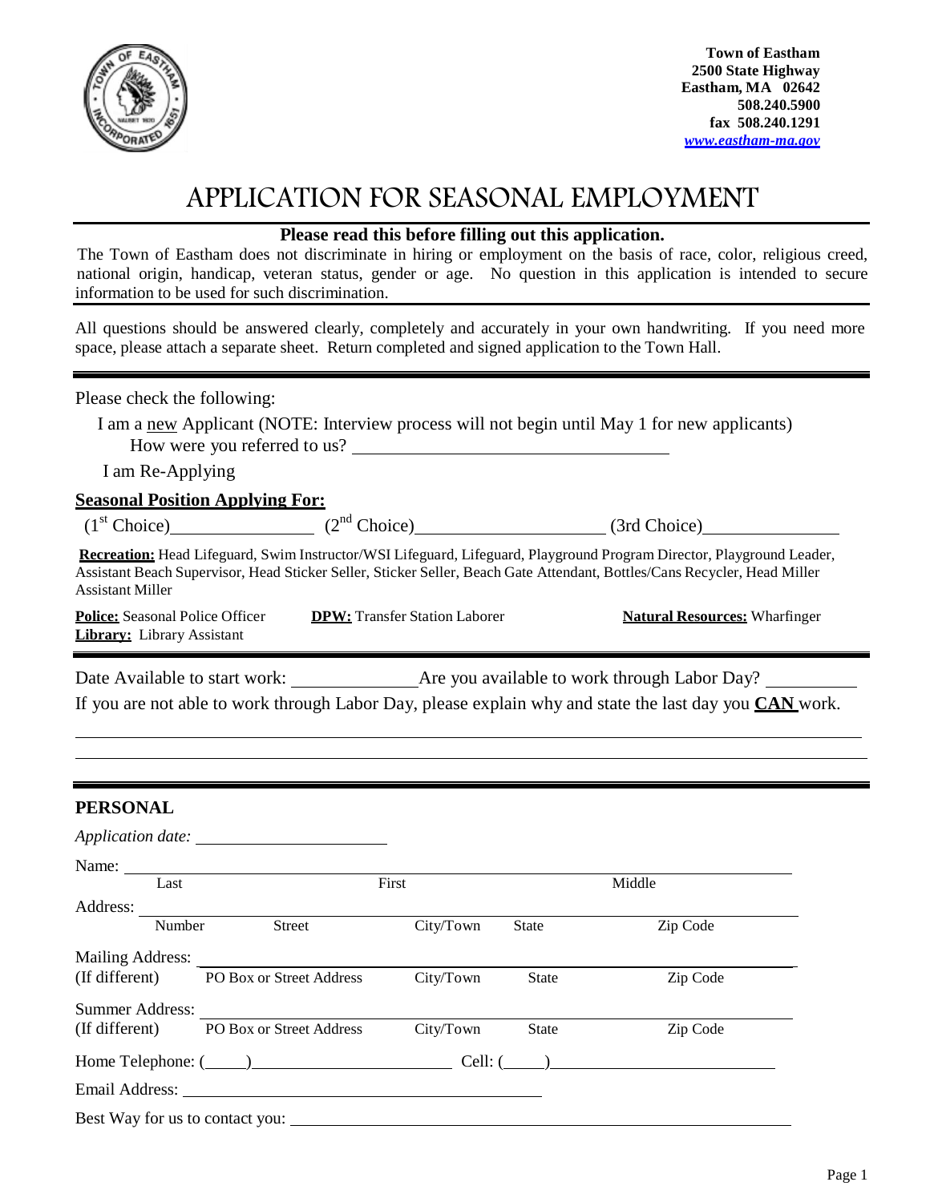Town of Eastham
2500 State Highway
Eastham, MA 02642
508.240.5900
fax 508.240.1291
www.eastham-ma.gov

# APPLICATION FOR SEASONAL EMPLOYMENT

**Please read this before filling out this application.**

The Town of Eastham does not discriminate in hiring or employment on the basis of race, color, religious creed, national origin, handicap, veteran status, gender or age. No question in this application is intended to secure information to be used for such discrimination.

All questions should be answered clearly, completely and accurately in your own handwriting. If you need more space, please attach a separate sheet. Return completed and signed application to the Town Hall.

---

Please check the following:

I am a new Applicant (NOTE: Interview process will not begin until May 1 for new applicants)
How were you referred to us? ______________________

I am Re-Applying

**Seasonal Position Applying For:**

(1st Choice)______________ (2nd Choice)__________________ (3rd Choice)______________

**Recreation:** Head Lifeguard, Swim Instructor/WSI Lifeguard, Lifeguard, Playground Program Director, Playground Leader, Assistant Beach Supervisor, Head Sticker Seller, Sticker Seller, Beach Gate Attendant, Bottles/Cans Recycler, Head Miller Assistant Miller

**Police:** Seasonal Police Officer **DPW:** Transfer Station Laborer **Natural Resources:** Wharfinger
**Library:** Library Assistant

---

Date Available to start work: ____________ Are you available to work through Labor Day? __________

If you are not able to work through Labor Day, please explain why and state the last day you **CAN** work.

______________________________________________________________________

______________________________________________________________________

---

## PERSONAL

*Application date:* ____________________

Name: ______________________________________________
Last First Middle

Address: ______________________________________________
Number Street City/Town State Zip Code

Mailing Address: ______________________________________________
(If different) PO Box or Street Address City/Town State Zip Code

Summer Address: ______________________________________________
(If different) PO Box or Street Address City/Town State Zip Code

Home Telephone: (____)____________________ Cell: (____)____________________

Email Address: ______________________________________

Best Way for us to contact you: ______________________________________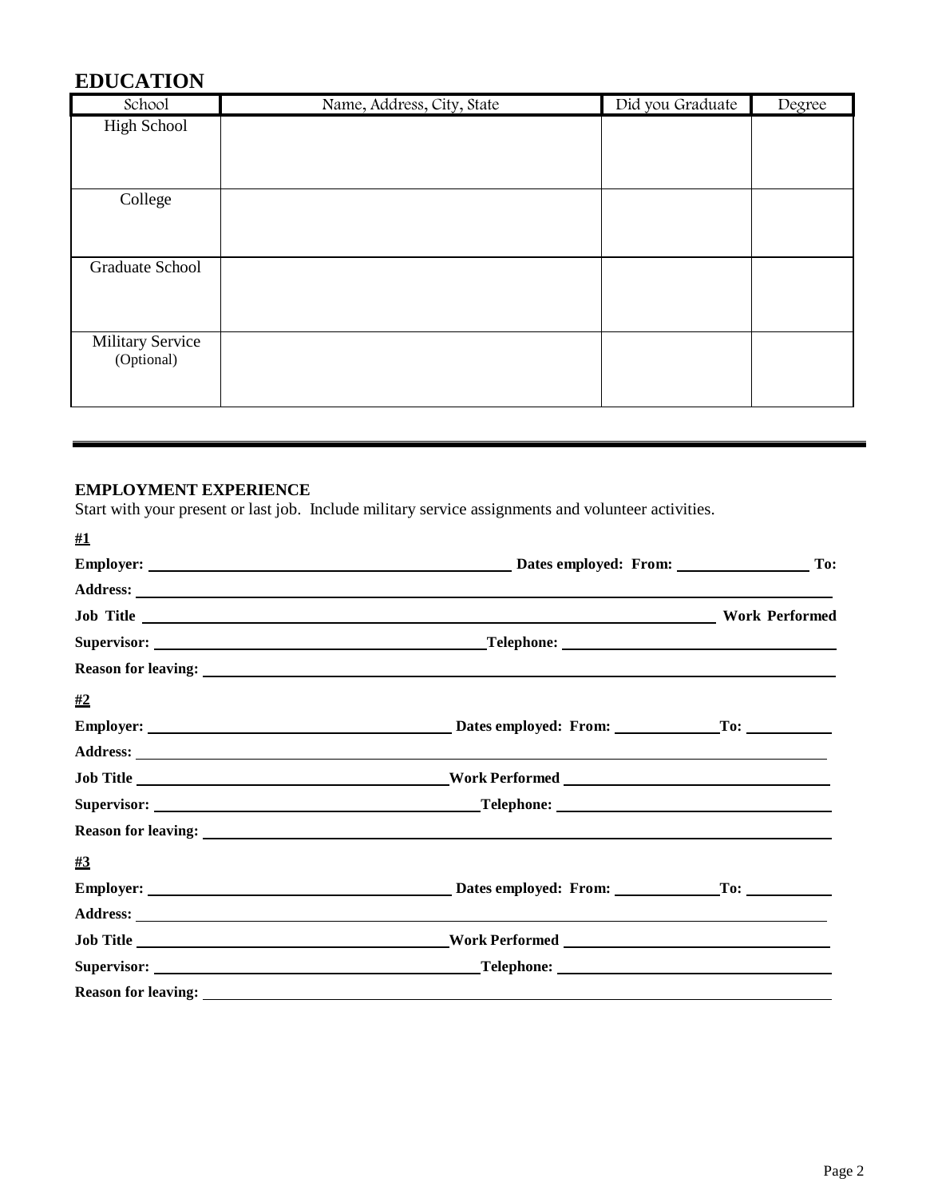## EDUCATION

| School | Name, Address, City, State | Did you Graduate | Degree |
|---|---|---|---|
| High School | | | |
| College | | | |
| Graduate School | | | |
| Military Service (Optional) | | | |

---

**EMPLOYMENT EXPERIENCE**

Start with your present or last job. Include military service assignments and volunteer activities.

**#1**

**Employer:** ______________________ **Dates employed: From:** __________ **To:**

**Address:** ______________________

**Job Title** ______________________ **Work Performed**

**Supervisor:** ______________________ **Telephone:** ______________________

**Reason for leaving:** ______________________

**#2**

**Employer:** ______________________ **Dates employed: From:** __________ **To:** __________

**Address:** ______________________

**Job Title** ______________________ **Work Performed** ______________________

**Supervisor:** ______________________ **Telephone:** ______________________

**Reason for leaving:** ______________________

**#3**

**Employer:** ______________________ **Dates employed: From:** __________ **To:** __________

**Address:** ______________________

**Job Title** ______________________ **Work Performed** ______________________

**Supervisor:** ______________________ **Telephone:** ______________________

**Reason for leaving:** ______________________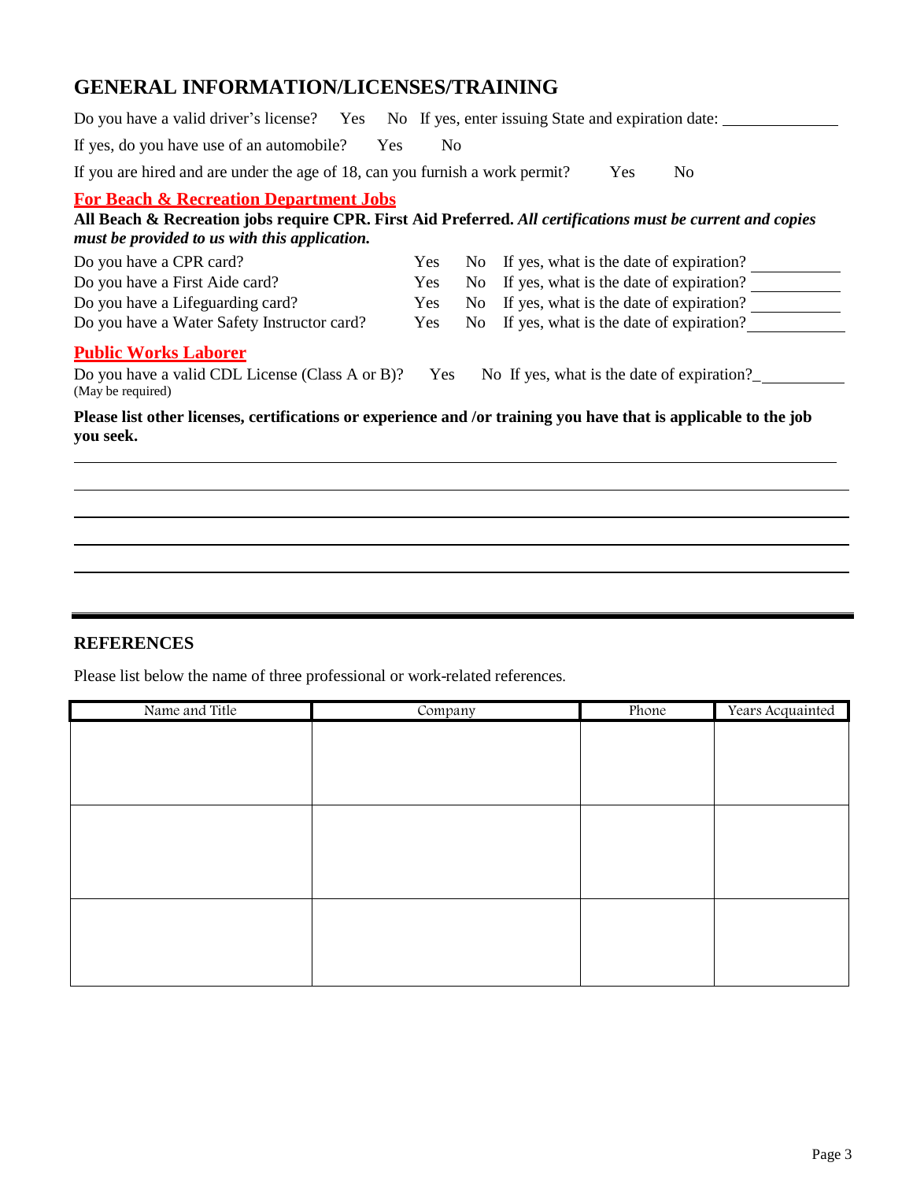## GENERAL INFORMATION/LICENSES/TRAINING

Do you have a valid driver's license? Yes No If yes, enter issuing State and expiration date: ______________

If yes, do you have use of an automobile? Yes No

If you are hired and are under the age of 18, can you furnish a work permit? Yes No

### For Beach & Recreation Department Jobs

**All Beach & Recreation jobs require CPR. First Aid Preferred.** ***All certifications must be current and copies must be provided to us with this application.***

Do you have a CPR card? Yes No If yes, what is the date of expiration? ___________

Do you have a First Aide card? Yes No If yes, what is the date of expiration? ___________

Do you have a Lifeguarding card? Yes No If yes, what is the date of expiration? ___________

Do you have a Water Safety Instructor card? Yes No If yes, what is the date of expiration? ___________

### Public Works Laborer

Do you have a valid CDL License (Class A or B)? Yes No If yes, what is the date of expiration?___________
(May be required)

**Please list other licenses, certifications or experience and /or training you have that is applicable to the job you seek.**

______________________________________________________________________________

______________________________________________________________________________

______________________________________________________________________________

______________________________________________________________________________

______________________________________________________________________________

## REFERENCES

Please list below the name of three professional or work-related references.

| Name and Title | Company | Phone | Years Acquainted |
|---|---|---|---|
| | | | |
| | | | |
| | | | |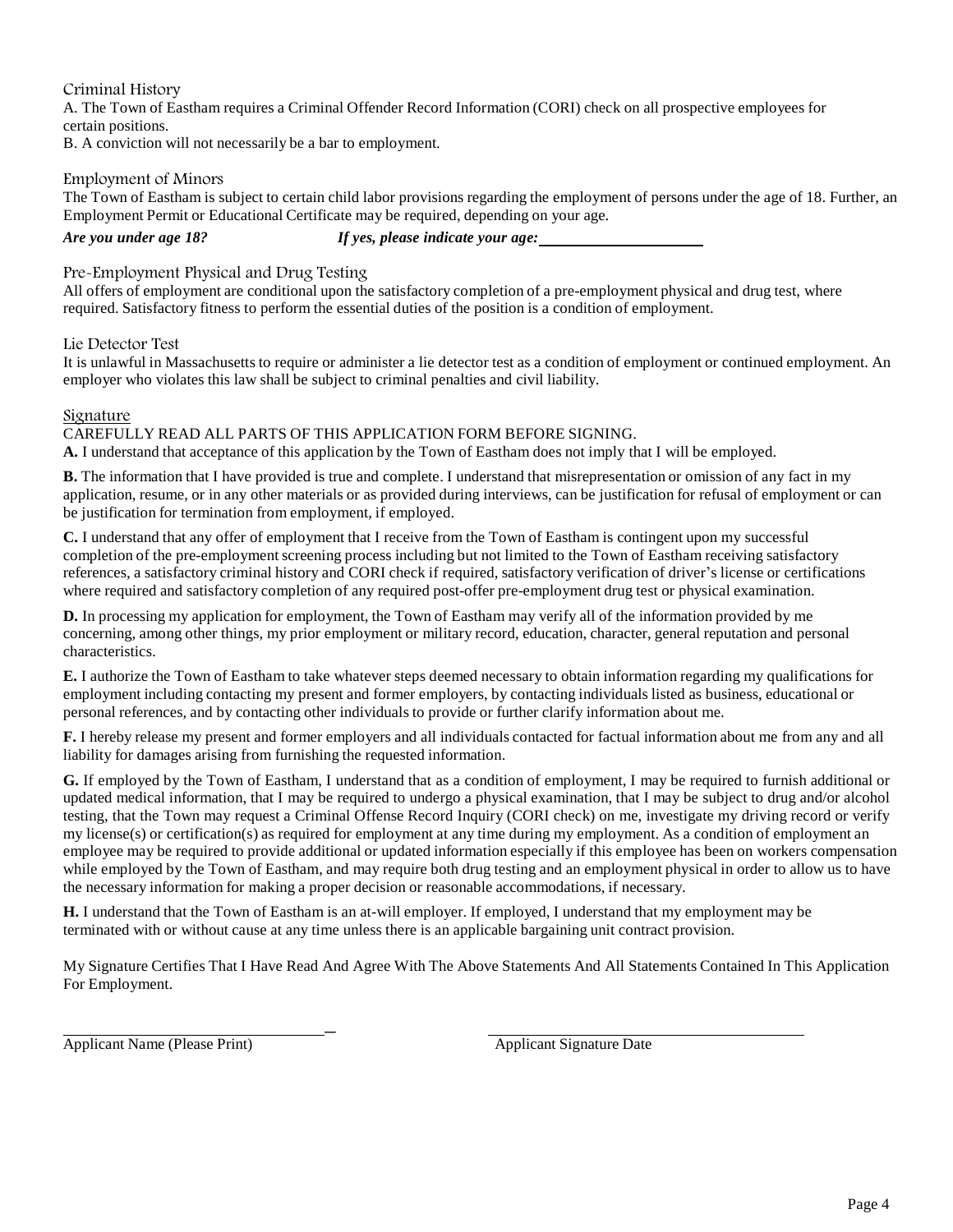## Criminal History

A. The Town of Eastham requires a Criminal Offender Record Information (CORI) check on all prospective employees for certain positions.

B. A conviction will not necessarily be a bar to employment.

## Employment of Minors

The Town of Eastham is subject to certain child labor provisions regarding the employment of persons under the age of 18. Further, an Employment Permit or Educational Certificate may be required, depending on your age.

***Are you under age 18?*** ***If yes, please indicate your age:*** ______________________

## Pre-Employment Physical and Drug Testing

All offers of employment are conditional upon the satisfactory completion of a pre-employment physical and drug test, where required. Satisfactory fitness to perform the essential duties of the position is a condition of employment.

## Lie Detector Test

It is unlawful in Massachusetts to require or administer a lie detector test as a condition of employment or continued employment. An employer who violates this law shall be subject to criminal penalties and civil liability.

## Signature

CAREFULLY READ ALL PARTS OF THIS APPLICATION FORM BEFORE SIGNING.

**A.** I understand that acceptance of this application by the Town of Eastham does not imply that I will be employed.

**B.** The information that I have provided is true and complete. I understand that misrepresentation or omission of any fact in my application, resume, or in any other materials or as provided during interviews, can be justification for refusal of employment or can be justification for termination from employment, if employed.

**C.** I understand that any offer of employment that I receive from the Town of Eastham is contingent upon my successful completion of the pre-employment screening process including but not limited to the Town of Eastham receiving satisfactory references, a satisfactory criminal history and CORI check if required, satisfactory verification of driver's license or certifications where required and satisfactory completion of any required post-offer pre-employment drug test or physical examination.

**D.** In processing my application for employment, the Town of Eastham may verify all of the information provided by me concerning, among other things, my prior employment or military record, education, character, general reputation and personal characteristics.

**E.** I authorize the Town of Eastham to take whatever steps deemed necessary to obtain information regarding my qualifications for employment including contacting my present and former employers, by contacting individuals listed as business, educational or personal references, and by contacting other individuals to provide or further clarify information about me.

**F.** I hereby release my present and former employers and all individuals contacted for factual information about me from any and all liability for damages arising from furnishing the requested information.

**G.** If employed by the Town of Eastham, I understand that as a condition of employment, I may be required to furnish additional or updated medical information, that I may be required to undergo a physical examination, that I may be subject to drug and/or alcohol testing, that the Town may request a Criminal Offense Record Inquiry (CORI check) on me, investigate my driving record or verify my license(s) or certification(s) as required for employment at any time during my employment. As a condition of employment an employee may be required to provide additional or updated information especially if this employee has been on workers compensation while employed by the Town of Eastham, and may require both drug testing and an employment physical in order to allow us to have the necessary information for making a proper decision or reasonable accommodations, if necessary.

**H.** I understand that the Town of Eastham is an at-will employer. If employed, I understand that my employment may be terminated with or without cause at any time unless there is an applicable bargaining unit contract provision.

My Signature Certifies That I Have Read And Agree With The Above Statements And All Statements Contained In This Application For Employment.

______________________________ ______________________________

Applicant Name (Please Print) Applicant Signature Date